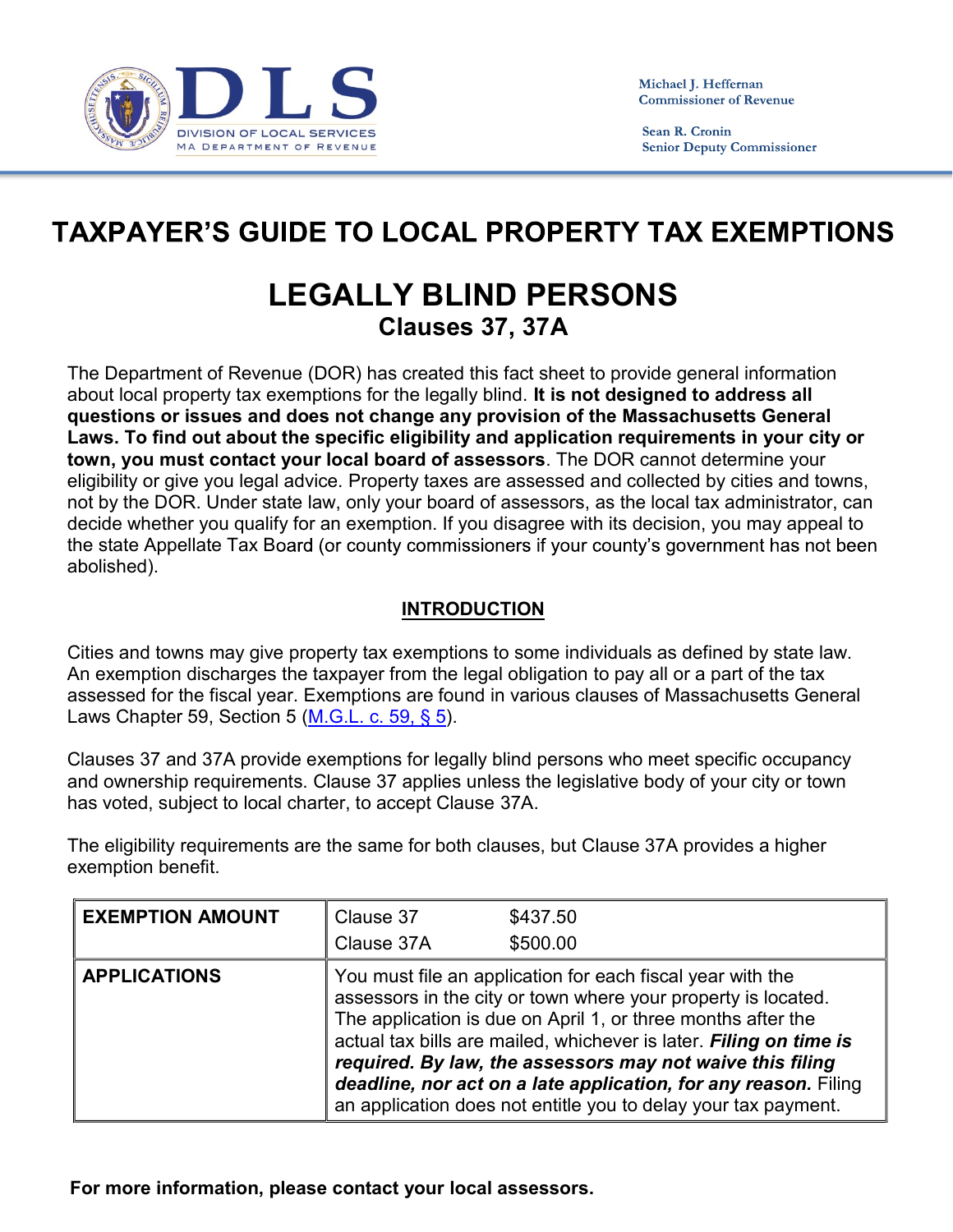DIVISION OF LOCAL SERVICES
MA DEPARTMENT OF REVENUE

Michael J. Heffernan
Commissioner of Revenue

Sean R. Cronin
Senior Deputy Commissioner

# TAXPAYER'S GUIDE TO LOCAL PROPERTY TAX EXEMPTIONS

## LEGALLY BLIND PERSONS

### Clauses 37, 37A

The Department of Revenue (DOR) has created this fact sheet to provide general information about local property tax exemptions for the legally blind. **It is not designed to address all questions or issues and does not change any provision of the Massachusetts General Laws. To find out about the specific eligibility and application requirements in your city or town, you must contact your local board of assessors**. The DOR cannot determine your eligibility or give you legal advice. Property taxes are assessed and collected by cities and towns, not by the DOR. Under state law, only your board of assessors, as the local tax administrator, can decide whether you qualify for an exemption. If you disagree with its decision, you may appeal to the state Appellate Tax Board (or county commissioners if your county's government has not been abolished).

## INTRODUCTION

Cities and towns may give property tax exemptions to some individuals as defined by state law. An exemption discharges the taxpayer from the legal obligation to pay all or a part of the tax assessed for the fiscal year. Exemptions are found in various clauses of Massachusetts General Laws Chapter 59, Section 5 (M.G.L. c. 59, § 5).

Clauses 37 and 37A provide exemptions for legally blind persons who meet specific occupancy and ownership requirements. Clause 37 applies unless the legislative body of your city or town has voted, subject to local charter, to accept Clause 37A.

The eligibility requirements are the same for both clauses, but Clause 37A provides a higher exemption benefit.

| | |
|---|---|
| **EXEMPTION AMOUNT** | Clause 37 $437.50<br>Clause 37A $500.00 |
| **APPLICATIONS** | You must file an application for each fiscal year with the assessors in the city or town where your property is located. The application is due on April 1, or three months after the actual tax bills are mailed, whichever is later. ***Filing on time is required. By law, the assessors may not waive this filing deadline, nor act on a late application, for any reason.*** Filing an application does not entitle you to delay your tax payment. |

**For more information, please contact your local assessors.**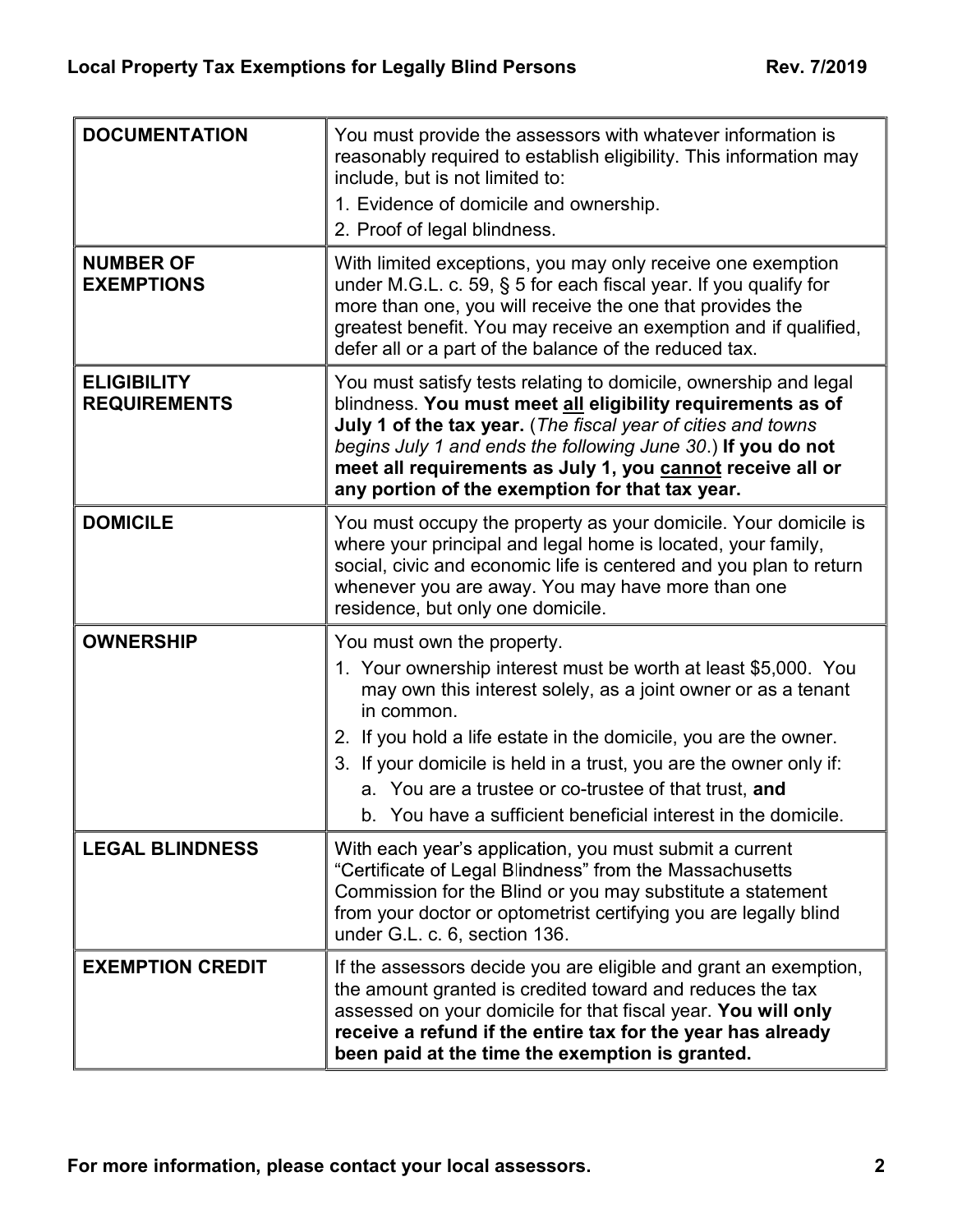| | |
|---|---|
| **DOCUMENTATION** | You must provide the assessors with whatever information is reasonably required to establish eligibility. This information may include, but is not limited to:<br>1. Evidence of domicile and ownership.<br>2. Proof of legal blindness. |
| **NUMBER OF EXEMPTIONS** | With limited exceptions, you may only receive one exemption under M.G.L. c. 59, § 5 for each fiscal year. If you qualify for more than one, you will receive the one that provides the greatest benefit. You may receive an exemption and if qualified, defer all or a part of the balance of the reduced tax. |
| **ELIGIBILITY REQUIREMENTS** | You must satisfy tests relating to domicile, ownership and legal blindness. **You must meet <u>all</u> eligibility requirements as of July 1 of the tax year.** (*The fiscal year of cities and towns begins July 1 and ends the following June 30*.) **If you do not meet all requirements as July 1, you <u>cannot</u> receive all or any portion of the exemption for that tax year.** |
| **DOMICILE** | You must occupy the property as your domicile. Your domicile is where your principal and legal home is located, your family, social, civic and economic life is centered and you plan to return whenever you are away. You may have more than one residence, but only one domicile. |
| **OWNERSHIP** | You must own the property.<br>1. Your ownership interest must be worth at least $5,000. You may own this interest solely, as a joint owner or as a tenant in common.<br>2. If you hold a life estate in the domicile, you are the owner.<br>3. If your domicile is held in a trust, you are the owner only if:<br>a. You are a trustee or co-trustee of that trust, **and**<br>b. You have a sufficient beneficial interest in the domicile. |
| **LEGAL BLINDNESS** | With each year's application, you must submit a current "Certificate of Legal Blindness" from the Massachusetts Commission for the Blind or you may substitute a statement from your doctor or optometrist certifying you are legally blind under G.L. c. 6, section 136. |
| **EXEMPTION CREDIT** | If the assessors decide you are eligible and grant an exemption, the amount granted is credited toward and reduces the tax assessed on your domicile for that fiscal year. **You will only receive a refund if the entire tax for the year has already been paid at the time the exemption is granted.** |

**For more information, please contact your local assessors.**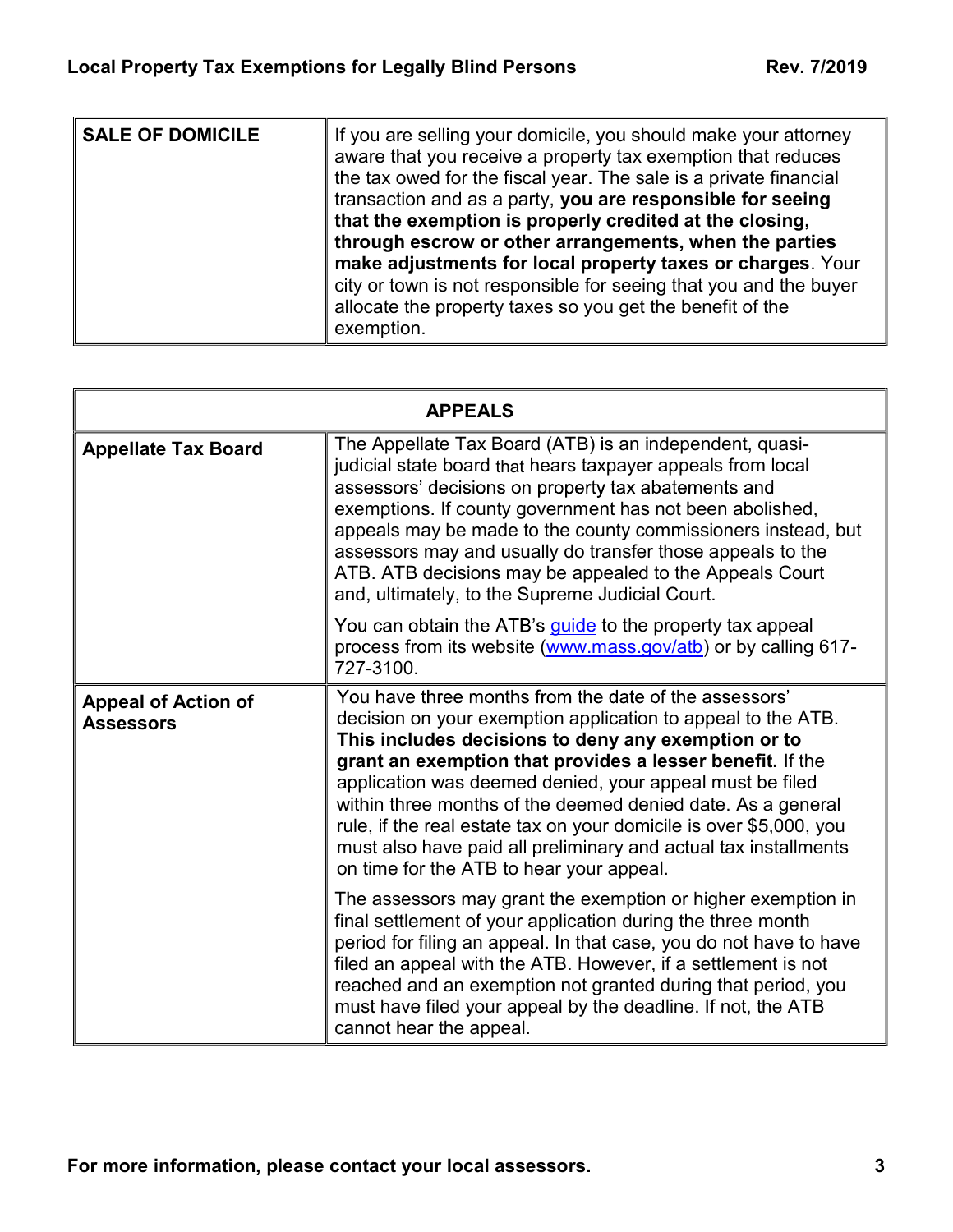| SALE OF DOMICILE | If you are selling your domicile, you should make your attorney aware that you receive a property tax exemption that reduces the tax owed for the fiscal year. The sale is a private financial transaction and as a party, **you are responsible for seeing that the exemption is properly credited at the closing, through escrow or other arrangements, when the parties make adjustments for local property taxes or charges**. Your city or town is not responsible for seeing that you and the buyer allocate the property taxes so you get the benefit of the exemption. |
|---|---|

| APPEALS | |
|---|---|
| **Appellate Tax Board** | The Appellate Tax Board (ATB) is an independent, quasi-judicial state board that hears taxpayer appeals from local assessors' decisions on property tax abatements and exemptions. If county government has not been abolished, appeals may be made to the county commissioners instead, but assessors may and usually do transfer those appeals to the ATB. ATB decisions may be appealed to the Appeals Court and, ultimately, to the Supreme Judicial Court.<br><br>You can obtain the ATB's guide to the property tax appeal process from its website (www.mass.gov/atb) or by calling 617-727-3100. |
| **Appeal of Action of Assessors** | You have three months from the date of the assessors' decision on your exemption application to appeal to the ATB. **This includes decisions to deny any exemption or to grant an exemption that provides a lesser benefit.** If the application was deemed denied, your appeal must be filed within three months of the deemed denied date. As a general rule, if the real estate tax on your domicile is over $5,000, you must also have paid all preliminary and actual tax installments on time for the ATB to hear your appeal.<br><br>The assessors may grant the exemption or higher exemption in final settlement of your application during the three month period for filing an appeal. In that case, you do not have to have filed an appeal with the ATB. However, if a settlement is not reached and an exemption not granted during that period, you must have filed your appeal by the deadline. If not, the ATB cannot hear the appeal. |

**For more information, please contact your local assessors.**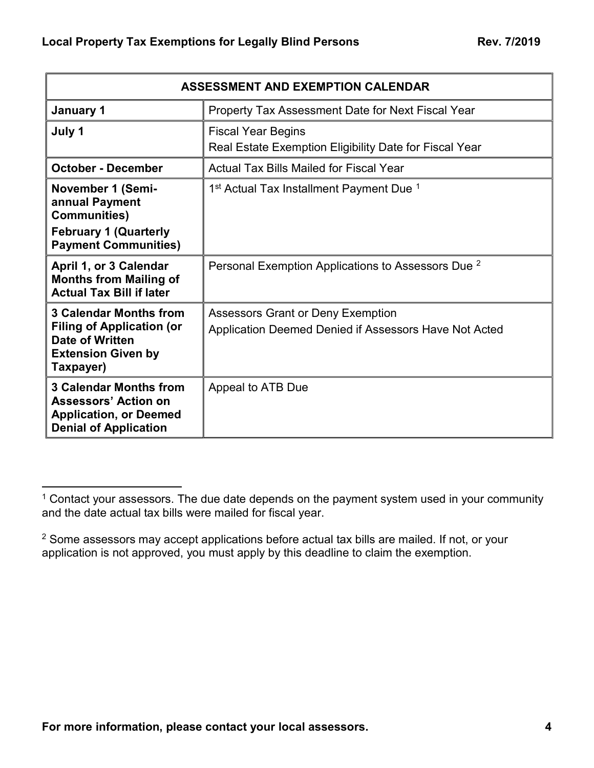| ASSESSMENT AND EXEMPTION CALENDAR | |
|---|---|
| **January 1** | Property Tax Assessment Date for Next Fiscal Year |
| **July 1** | Fiscal Year Begins<br>Real Estate Exemption Eligibility Date for Fiscal Year |
| **October - December** | Actual Tax Bills Mailed for Fiscal Year |
| **November 1 (Semi-annual Payment Communities)**<br>**February 1 (Quarterly Payment Communities)** | 1st Actual Tax Installment Payment Due [1] |
| **April 1, or 3 Calendar Months from Mailing of Actual Tax Bill if later** | Personal Exemption Applications to Assessors Due [2] |
| **3 Calendar Months from Filing of Application (or Date of Written Extension Given by Taxpayer)** | Assessors Grant or Deny Exemption<br>Application Deemed Denied if Assessors Have Not Acted |
| **3 Calendar Months from Assessors' Action on Application, or Deemed Denial of Application** | Appeal to ATB Due |

[1] Contact your assessors. The due date depends on the payment system used in your community and the date actual tax bills were mailed for fiscal year.

[2] Some assessors may accept applications before actual tax bills are mailed. If not, or your application is not approved, you must apply by this deadline to claim the exemption.

**For more information, please contact your local assessors.**